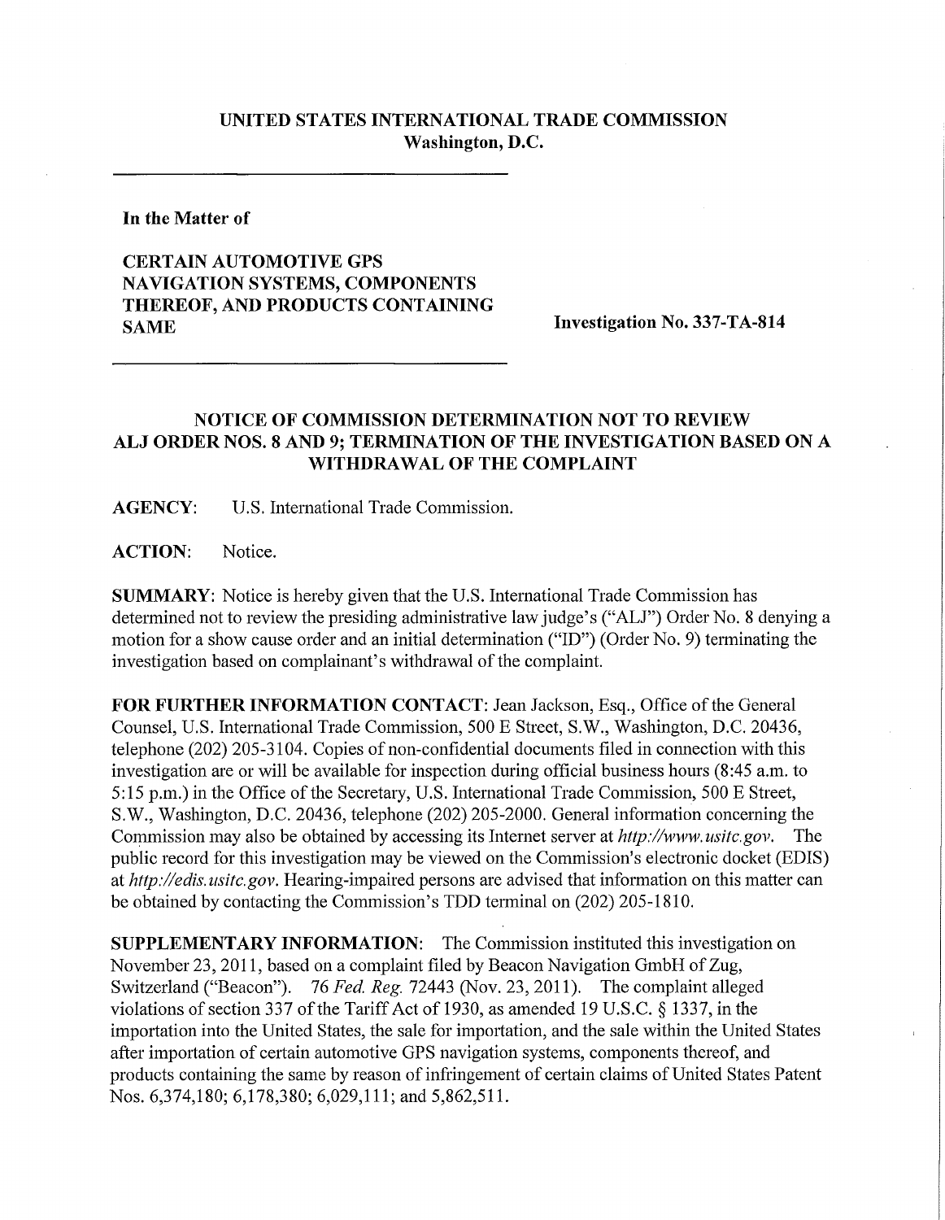**UNITED STATES INTERNATIONAL TRADE COMMISSION**
**Washington, D.C.**

**In the Matter of**

**CERTAIN AUTOMOTIVE GPS NAVIGATION SYSTEMS, COMPONENTS THEREOF, AND PRODUCTS CONTAINING SAME**

**Investigation No. 337-TA-814**

## NOTICE OF COMMISSION DETERMINATION NOT TO REVIEW ALJ ORDER NOS. 8 AND 9; TERMINATION OF THE INVESTIGATION BASED ON A WITHDRAWAL OF THE COMPLAINT

**AGENCY:** U.S. International Trade Commission.

**ACTION:** Notice.

**SUMMARY:** Notice is hereby given that the U.S. International Trade Commission has determined not to review the presiding administrative law judge's ("ALJ") Order No. 8 denying a motion for a show cause order and an initial determination ("ID") (Order No. 9) terminating the investigation based on complainant's withdrawal of the complaint.

**FOR FURTHER INFORMATION CONTACT:** Jean Jackson, Esq., Office of the General Counsel, U.S. International Trade Commission, 500 E Street, S.W., Washington, D.C. 20436, telephone (202) 205-3104. Copies of non-confidential documents filed in connection with this investigation are or will be available for inspection during official business hours (8:45 a.m. to 5:15 p.m.) in the Office of the Secretary, U.S. International Trade Commission, 500 E Street, S.W., Washington, D.C. 20436, telephone (202) 205-2000. General information concerning the Commission may also be obtained by accessing its Internet server at *http://www.usitc.gov*. The public record for this investigation may be viewed on the Commission's electronic docket (EDIS) at *http://edis.usitc.gov*. Hearing-impaired persons are advised that information on this matter can be obtained by contacting the Commission's TDD terminal on (202) 205-1810.

**SUPPLEMENTARY INFORMATION:** The Commission instituted this investigation on November 23, 2011, based on a complaint filed by Beacon Navigation GmbH of Zug, Switzerland ("Beacon"). 76 *Fed. Reg.* 72443 (Nov. 23, 2011). The complaint alleged violations of section 337 of the Tariff Act of 1930, as amended 19 U.S.C. § 1337, in the importation into the United States, the sale for importation, and the sale within the United States after importation of certain automotive GPS navigation systems, components thereof, and products containing the same by reason of infringement of certain claims of United States Patent Nos. 6,374,180; 6,178,380; 6,029,111; and 5,862,511.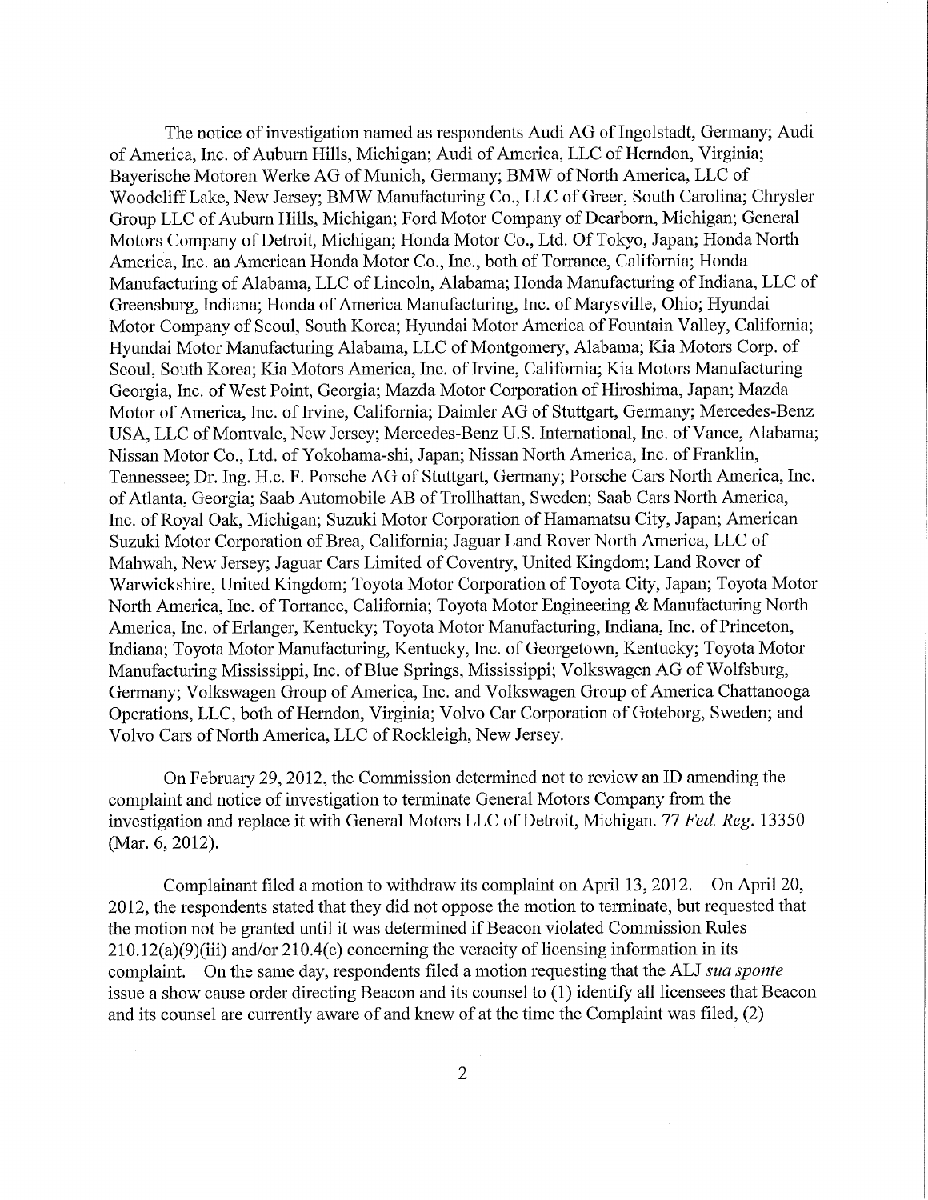The notice of investigation named as respondents Audi AG of Ingolstadt, Germany; Audi of America, Inc. of Auburn Hills, Michigan; Audi of America, LLC of Herndon, Virginia; Bayerische Motoren Werke AG of Munich, Germany; BMW of North America, LLC of Woodcliff Lake, New Jersey; BMW Manufacturing Co., LLC of Greer, South Carolina; Chrysler Group LLC of Auburn Hills, Michigan; Ford Motor Company of Dearborn, Michigan; General Motors Company of Detroit, Michigan; Honda Motor Co., Ltd. Of Tokyo, Japan; Honda North America, Inc. an American Honda Motor Co., Inc., both of Torrance, California; Honda Manufacturing of Alabama, LLC of Lincoln, Alabama; Honda Manufacturing of Indiana, LLC of Greensburg, Indiana; Honda of America Manufacturing, Inc. of Marysville, Ohio; Hyundai Motor Company of Seoul, South Korea; Hyundai Motor America of Fountain Valley, California; Hyundai Motor Manufacturing Alabama, LLC of Montgomery, Alabama; Kia Motors Corp. of Seoul, South Korea; Kia Motors America, Inc. of Irvine, California; Kia Motors Manufacturing Georgia, Inc. of West Point, Georgia; Mazda Motor Corporation of Hiroshima, Japan; Mazda Motor of America, Inc. of Irvine, California; Daimler AG of Stuttgart, Germany; Mercedes-Benz USA, LLC of Montvale, New Jersey; Mercedes-Benz U.S. International, Inc. of Vance, Alabama; Nissan Motor Co., Ltd. of Yokohama-shi, Japan; Nissan North America, Inc. of Franklin, Tennessee; Dr. Ing. H.c. F. Porsche AG of Stuttgart, Germany; Porsche Cars North America, Inc. of Atlanta, Georgia; Saab Automobile AB of Trollhattan, Sweden; Saab Cars North America, Inc. of Royal Oak, Michigan; Suzuki Motor Corporation of Hamamatsu City, Japan; American Suzuki Motor Corporation of Brea, California; Jaguar Land Rover North America, LLC of Mahwah, New Jersey; Jaguar Cars Limited of Coventry, United Kingdom; Land Rover of Warwickshire, United Kingdom; Toyota Motor Corporation of Toyota City, Japan; Toyota Motor North America, Inc. of Torrance, California; Toyota Motor Engineering & Manufacturing North America, Inc. of Erlanger, Kentucky; Toyota Motor Manufacturing, Indiana, Inc. of Princeton, Indiana; Toyota Motor Manufacturing, Kentucky, Inc. of Georgetown, Kentucky; Toyota Motor Manufacturing Mississippi, Inc. of Blue Springs, Mississippi; Volkswagen AG of Wolfsburg, Germany; Volkswagen Group of America, Inc. and Volkswagen Group of America Chattanooga Operations, LLC, both of Herndon, Virginia; Volvo Car Corporation of Goteborg, Sweden; and Volvo Cars of North America, LLC of Rockleigh, New Jersey.

On February 29, 2012, the Commission determined not to review an ID amending the complaint and notice of investigation to terminate General Motors Company from the investigation and replace it with General Motors LLC of Detroit, Michigan. 77 *Fed. Reg.* 13350 (Mar. 6, 2012).

Complainant filed a motion to withdraw its complaint on April 13, 2012. On April 20, 2012, the respondents stated that they did not oppose the motion to terminate, but requested that the motion not be granted until it was determined if Beacon violated Commission Rules 210.12(a)(9)(iii) and/or 210.4(c) concerning the veracity of licensing information in its complaint. On the same day, respondents filed a motion requesting that the ALJ *sua sponte* issue a show cause order directing Beacon and its counsel to (1) identify all licensees that Beacon and its counsel are currently aware of and knew of at the time the Complaint was filed, (2)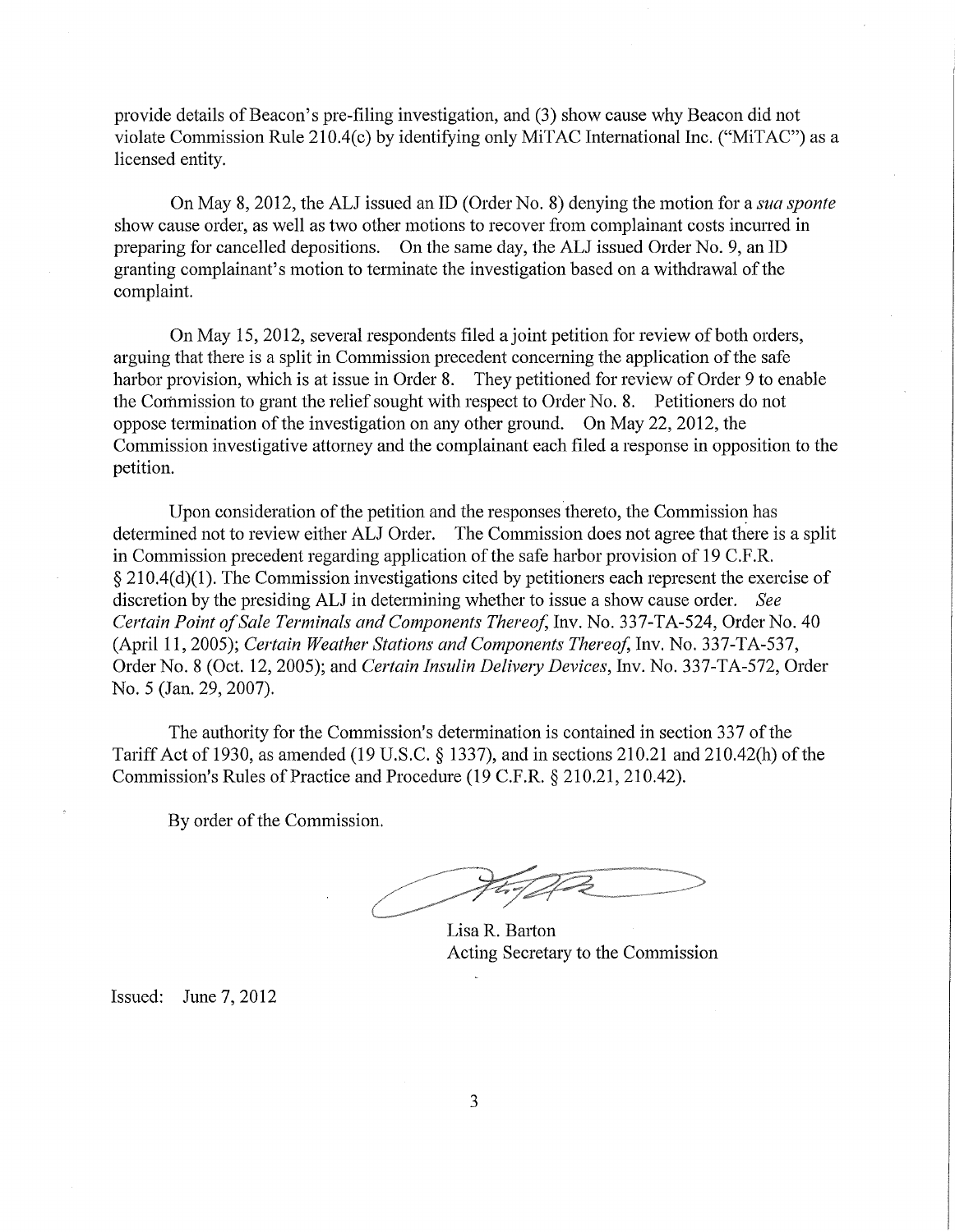provide details of Beacon's pre-filing investigation, and (3) show cause why Beacon did not violate Commission Rule 210.4(c) by identifying only MiTAC International Inc. ("MiTAC") as a licensed entity.

On May 8, 2012, the ALJ issued an ID (Order No. 8) denying the motion for a *sua sponte* show cause order, as well as two other motions to recover from complainant costs incurred in preparing for cancelled depositions. On the same day, the ALJ issued Order No. 9, an ID granting complainant's motion to terminate the investigation based on a withdrawal of the complaint.

On May 15, 2012, several respondents filed a joint petition for review of both orders, arguing that there is a split in Commission precedent concerning the application of the safe harbor provision, which is at issue in Order 8. They petitioned for review of Order 9 to enable the Commission to grant the relief sought with respect to Order No. 8. Petitioners do not oppose termination of the investigation on any other ground. On May 22, 2012, the Commission investigative attorney and the complainant each filed a response in opposition to the petition.

Upon consideration of the petition and the responses thereto, the Commission has determined not to review either ALJ Order. The Commission does not agree that there is a split in Commission precedent regarding application of the safe harbor provision of 19 C.F.R. § 210.4(d)(1). The Commission investigations cited by petitioners each represent the exercise of discretion by the presiding ALJ in determining whether to issue a show cause order. *See Certain Point of Sale Terminals and Components Thereof*, Inv. No. 337-TA-524, Order No. 40 (April 11, 2005); *Certain Weather Stations and Components Thereof*, Inv. No. 337-TA-537, Order No. 8 (Oct. 12, 2005); and *Certain Insulin Delivery Devices*, Inv. No. 337-TA-572, Order No. 5 (Jan. 29, 2007).

The authority for the Commission's determination is contained in section 337 of the Tariff Act of 1930, as amended (19 U.S.C. § 1337), and in sections 210.21 and 210.42(h) of the Commission's Rules of Practice and Procedure (19 C.F.R. § 210.21, 210.42).

By order of the Commission.

Lisa R. Barton
Acting Secretary to the Commission

Issued: June 7, 2012